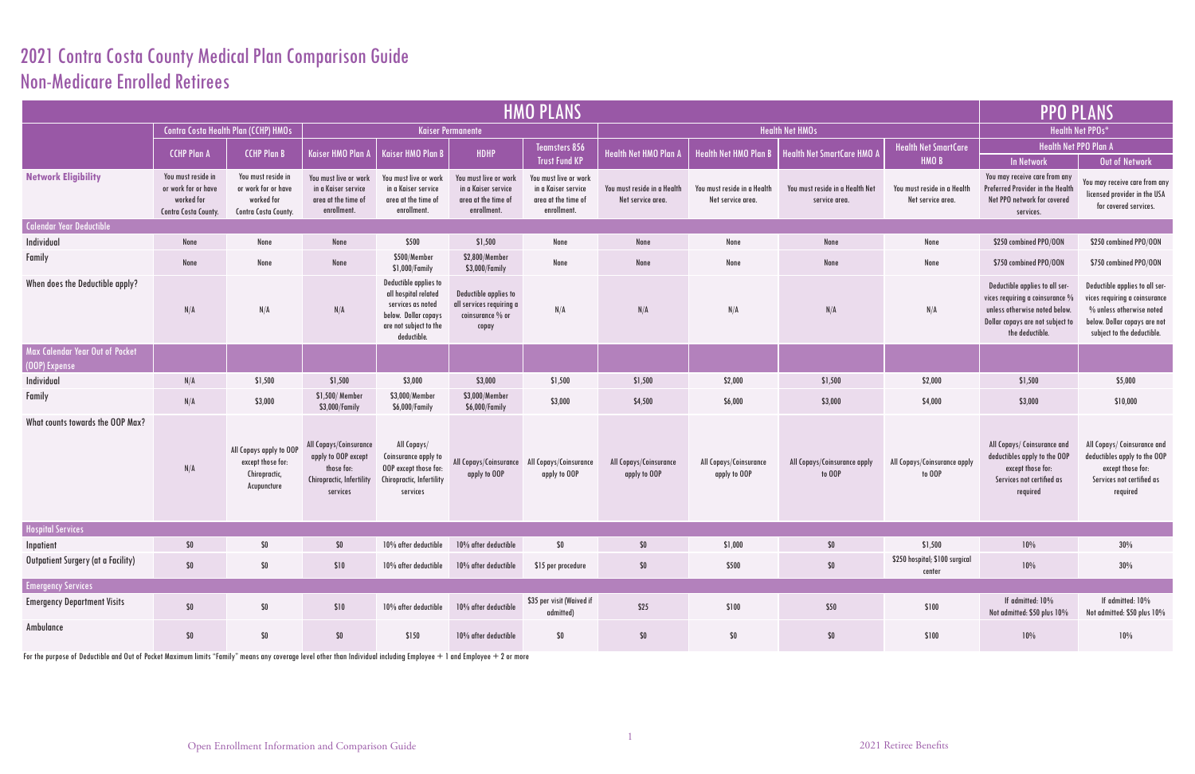# 2021 Contra Costa County Medical Plan Comparison Guide
## Non-Medicare Enrolled Retirees

| | HMO PLANS | | | | | | | | | | PPO PLANS | |
|---|---|---|---|---|---|---|---|---|---|---|---|---|
| | Contra Costa Health Plan (CCHP) HMOs | | Kaiser Permanente | | | | Health Net HMOs | | | | Health Net PPOs* | |
| | CCHP Plan A | CCHP Plan B | Kaiser HMO Plan A | Kaiser HMO Plan B | HDHP | Teamsters 856 Trust Fund KP | Health Net HMO Plan A | Health Net HMO Plan B | Health Net SmartCare HMO A | Health Net SmartCare HMO B | Health Net PPO Plan A In Network | Health Net PPO Plan A Out of Network |
| **Network Eligibility** | You must reside in or work for or have worked for Contra Costa County. | You must reside in or work for or have worked for Contra Costa County. | You must live or work in a Kaiser service area at the time of enrollment. | You must live or work in a Kaiser service area at the time of enrollment. | You must live or work in a Kaiser service area at the time of enrollment. | You must live or work in a Kaiser service area at the time of enrollment. | You must reside in a Health Net service area. | You must reside in a Health Net service area. | You must reside in a Health Net service area. | You must reside in a Health Net service area. | You may receive care from any Preferred Provider in the Health Net PPO network for covered services. | You may receive care from any licensed provider in the USA for covered services. |
| **Calendar Year Deductible** | | | | | | | | | | | | |
| Individual | None | None | None | $500 | $1,500 | None | None | None | None | None | $250 combined PPO/OON | $250 combined PPO/OON |
| Family | None | None | None | $500/Member $1,000/Family | $2,800/Member $3,000/Family | None | None | None | None | None | $750 combined PPO/OON | $750 combined PPO/OON |
| When does the Deductible apply? | N/A | N/A | N/A | Deductible applies to all hospital related services as noted below. Dollar copays are not subject to the deductible. | Deductible applies to all services requiring a coinsurance % or copay | N/A | N/A | N/A | N/A | N/A | Deductible applies to all services requiring a coinsurance % unless otherwise noted below. Dollar copays are not subject to the deductible. | Deductible applies to all services requiring a coinsurance % unless otherwise noted below. Dollar copays are not subject to the deductible. |
| **Max Calendar Year Out of Pocket (OOP) Expense** | | | | | | | | | | | | |
| Individual | N/A | $1,500 | $1,500 | $3,000 | $3,000 | $1,500 | $1,500 | $2,000 | $1,500 | $2,000 | $1,500 | $5,000 |
| Family | N/A | $3,000 | $1,500/ Member $3,000/Family | $3,000/Member $6,000/Family | $3,000/Member $6,000/Family | $3,000 | $4,500 | $6,000 | $3,000 | $4,000 | $3,000 | $10,000 |
| What counts towards the OOP Max? | N/A | All Copays apply to OOP except those for: Chiropractic, Acupuncture | All Copays/Coinsurance apply to OOP except those for: Chiropractic, Infertility services | All Copays/ Coinsurance apply to OOP except those for: Chiropractic, Infertility services | All Copays/Coinsurance apply to OOP | All Copays/Coinsurance apply to OOP | All Copays/Coinsurance apply to OOP | All Copays/Coinsurance apply to OOP | All Copays/Coinsurance apply to OOP | All Copays/Coinsurance apply to OOP | All Copays/ Coinsurance and deductibles apply to the OOP except those for: Services not certified as required | All Copays/ Coinsurance and deductibles apply to the OOP except those for: Services not certified as required |
| **Hospital Services** | | | | | | | | | | | | |
| Inpatient | $0 | $0 | $0 | 10% after deductible | 10% after deductible | $0 | $0 | $1,000 | $0 | $1,500 | 10% | 30% |
| Outpatient Surgery (at a Facility) | $0 | $0 | $10 | 10% after deductible | 10% after deductible | $15 per procedure | $0 | $500 | $0 | $250 hospital; $100 surgical center | 10% | 30% |
| **Emergency Services** | | | | | | | | | | | | |
| Emergency Department Visits | $0 | $0 | $10 | 10% after deductible | 10% after deductible | $35 per visit (Waived if admitted) | $25 | $100 | $50 | $100 | If admitted: 10% Not admitted: $50 plus 10% | If admitted: 10% Not admitted: $50 plus 10% |
| Ambulance | $0 | $0 | $0 | $150 | 10% after deductible | $0 | $0 | $0 | $0 | $100 | 10% | 10% |

For the purpose of Deductible and Out of Pocket Maximum limits "Family" means any coverage level other than Individual including Employee + 1 and Employee + 2 or more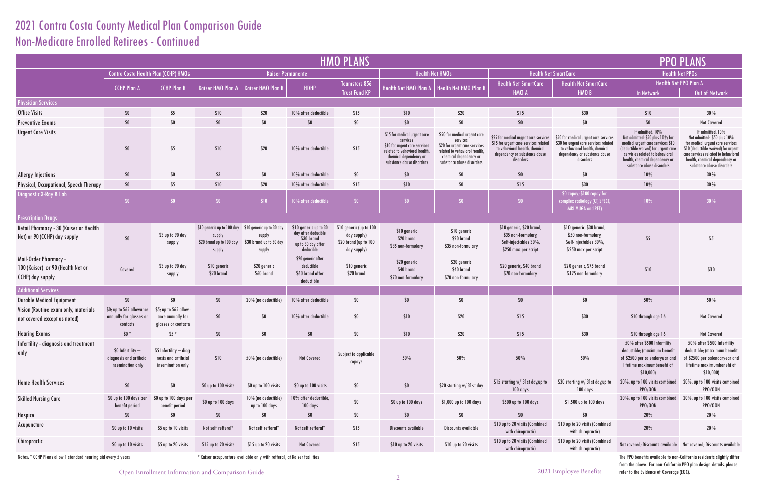# 2021 Contra Costa County Medical Plan Comparison Guide
## Non-Medicare Enrolled Retirees - Continued

| | HMO PLANS | | | | | | | | | | PPO PLANS | |
|---|---|---|---|---|---|---|---|---|---|---|---|---|
| | Contra Costa Health Plan (CCHP) HMOs | | Kaiser Permanente | | | | Health Net HMOs | | Health Net SmartCare | | Health Net PPOs | |
| | CCHP Plan A | CCHP Plan B | Kaiser HMO Plan A | Kaiser HMO Plan B | HDHP | Teamsters 856 Trust Fund KP | Health Net HMO Plan A | Health Net HMO Plan B | Health Net SmartCare HMO A | Health Net SmartCare HMO B | Health Net PPO Plan A In Network | Health Net PPO Plan A Out of Network |
| **Physician Services** | | | | | | | | | | | | |
| Office Visits | $0 | $5 | $10 | $20 | 10% after deductible | $15 | $10 | $20 | $15 | $30 | $10 | 30% |
| Preventive Exams | $0 | $0 | $0 | $0 | $0 | $0 | $0 | $0 | $0 | $0 | $0 | Not Covered |
| Urgent Care Visits | $0 | $5 | $10 | $20 | 10% after deductible | $15 | $15 for medical urgent care services $10 for urgent care services related to vehaviorol health, chemical dependency or substance abuse disorders | $50 for medical urgent care services $20 for urgent care services related to vehaviorol health, chemical dependency or substance abuse disorders | $25 for medical urgent care services $15 for urgent care services related to vehaviorol health, chemical dependency or substance abuse disorders | $50 for medical urgent care services $30 for urgent care services related to vehaviorol health, chemical dependency or substance abuse disorders | If admitted: 10% Not admitted: $50 plus 10% for medical urgent care services $10 (deductible waived) for urgent care servic es related to behavioral health, chemical dependency or substance abuse disorders | If admitted: 10% Not admitted: $50 plus 10% for medical urgent care services $10 (deductible waived) for urgent care services related to behavioral health, chemical dependency or substance abuse disorders |
| Allergy Injections | $0 | $0 | $3 | $0 | 10% after deductible | $0 | $0 | $0 | $0 | $0 | 10% | 30% |
| Physical, Occupational, Speech Therapy | $0 | $5 | $10 | $20 | 10% after deductible | $15 | $10 | $0 | $15 | $30 | 10% | 30% |
| Diagnostic X-Ray & Lab | $0 | $0 | $0 | $10 | 10% after deductible | $0 | $0 | $0 | $0 | $0 copay; $100 copay for complex radiology (CT, SPECT, MRI MUGA and PET) | 10% | 30% |
| **Prescription Drugs** | | | | | | | | | | | | |
| Retail Pharmacy - 30 (Kaiser or Health Net) or 90 (CCHP) day supply | $0 | $3 up to 90 day supply | $10 generic up to 100 day supply $20 brand up to 100 day supply | $10 generic up to 30 day supply $30 brand up to 30 day supply | $10 generic up to 30 day after deducible $30 brand up to 30 day after deducible | $10 generic (up to 100 day supply) $20 brand (up to 100 day supply) | $10 generic $20 brand $35 non-formulary | $10 generic $20 brand $35 non-formulary | $10 generic, $20 brand, $35 non-formulary, Self-injectables 30%, $250 max per script | $10 generic, $30 brand, $50 non-formulary, Self-injectables 30%, $250 max per script | $5 | $5 |
| Mail-Order Pharmacy - 100 (Kaiser) or 90 (Health Net or CCHP) day supply | Covered | $3 up to 90 day supply | $10 generic $20 brand | $20 generic $60 brand | $20 generic after deductible $60 brand after deductible | $10 generic $20 brand | $20 generic $40 brand $70 non-formulary | $20 generic $40 brand $70 non-formulary | $20 generic, $40 brand $70 non-formulary | $20 generic, $75 brand $125 non-formulary | $10 | $10 |
| **Additional Services** | | | | | | | | | | | | |
| Durable Medical Equipment | $0 | $0 | $0 | 20% (no deductible) | 10% after deductible | $0 | $0 | $0 | $0 | $0 | 50% | 50% |
| Vision (Routine exam only, materials not covered except as noted) | $0; up to $65 allowance annually for glasses or contacts | $5; up to $65 allowance annually for glasses or contacts | $0 | $0 | 10% after deductible | $0 | $10 | $20 | $15 | $30 | $10 through age 16 | Not Covered |
| Hearing Exams | $0 * | $5 * | $0 | $0 | $0 | $0 | $10 | $20 | $15 | $30 | $10 through age 16 | Not Covered |
| Infertility - diagnosis and treatment only | $0 Infertility – diagnosis and artificial insemination only | $5 Infertility – diagnosis and artificial insemination only | $10 | 50% (no deductible) | Not Covered | Subject to applicable copays | 50% | 50% | 50% | 50% | 50% after $500 Infertility deductible; (maximum benefit of $2500 per calendaryear and lifetime maximumbenefit of $10,000) | 50% after $500 Infertility deductible; (maximum benefit of $2500 per calendaryear and lifetime maximumbenefit of $10,000) |
| Home Health Services | $0 | $0 | $0 up to 100 visits | $0 up to 100 visits | $0 up to 100 visits | $0 | $0 | $20 starting w/ 31st day | $15 starting w/ 31st day,up to 100 days | $30 starting w/ 31st day,up to 100 days | 20%; up to 100 visits combined PPO/OON | 20%; up to 100 visits combined PPO/OON |
| Skilled Nursing Care | $0 up to 100 days per benefit period | $0 up to 100 days per benefit period | $0 up to 100 days | 10% (no deductible) up to 100 days | 10% after deductible, 100 days | $0 | $0 up to 100 days | $1,000 up to 100 days | $500 up to 100 days | $1,500 up to 100 days | 20%; up to 100 visits combined PPO/OON | 20%; up to 100 visits combined PPO/OON |
| Hospice | $0 | $0 | $0 | $0 | $0 | $0 | $0 | $0 | $0 | $0 | 20% | 20% |
| Acupuncture | $0 up to 10 visits | $5 up to 10 visits | Not self refferal* | Not self refferal* | Not self refferal* | $15 | Discounts available | Discounts available | $10 up to 20 visits (Combined with chiropractic) | $10 up to 20 visits (Combined with chiropractic) | 20% | 20% |
| Chiropractic | $0 up to 10 visits | $5 up to 20 visits | $15 up to 20 visits | $15 up to 20 visits | Not Covered | $15 | $10 up to 20 visits | $10 up to 20 visits | $10 up to 20 visits (Combined with chiropractic) | $10 up to 20 visits (Combined with chiropractic) | Not covered; Discounts available | Not covered; Discounts available |

Notes: * CCHP Plans allow 1 standard hearing aid every 5 years

* Kaiser accupuncture available only with refferal, at Kaiser facilities

The PPO benefits available to non-California residents slightly differ from the above. For non-California PPO plan design details, please refer to the Evidence of Coverage (EOC).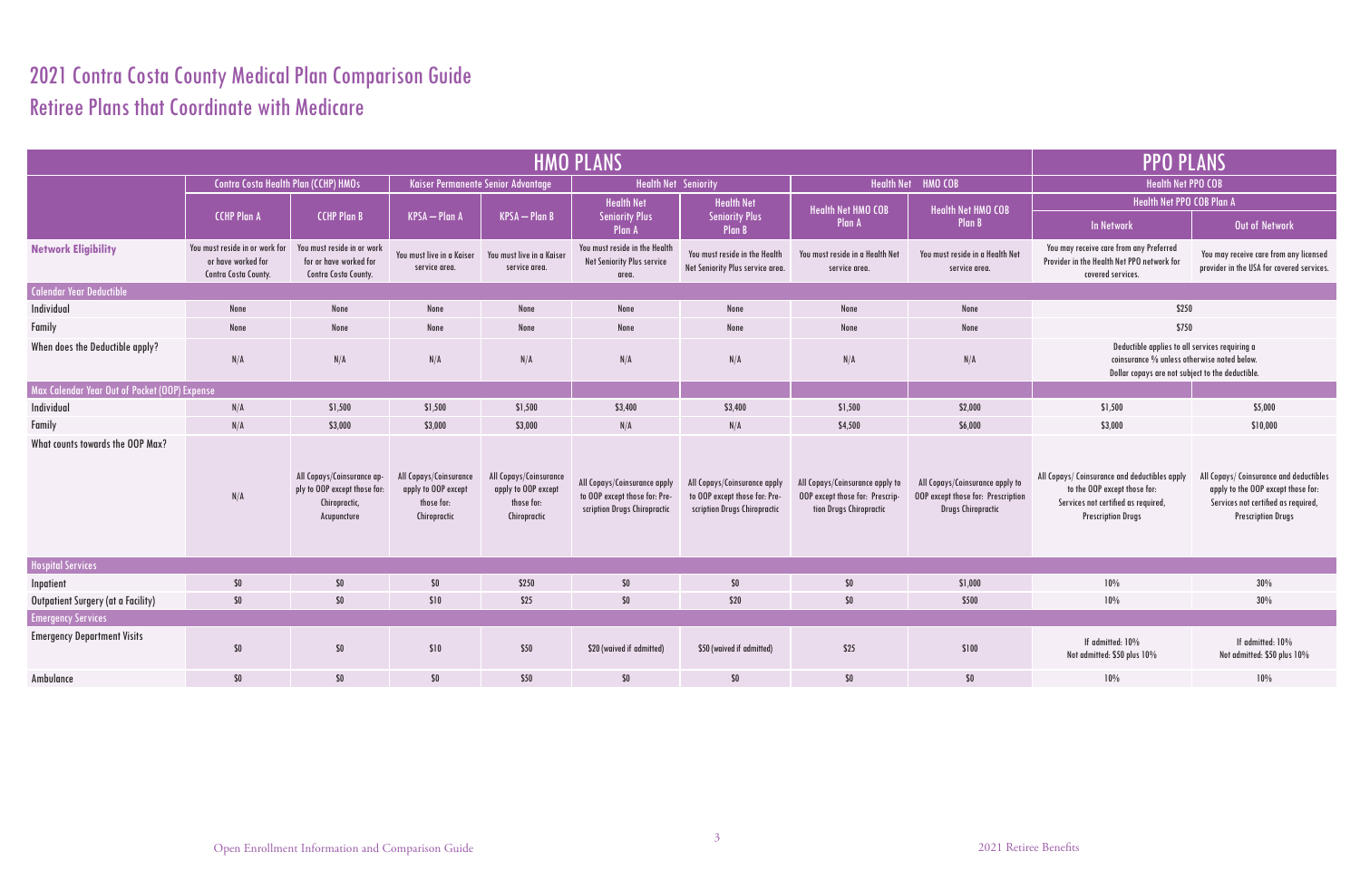# 2021 Contra Costa County Medical Plan Comparison Guide
## Retiree Plans that Coordinate with Medicare

| | HMO PLANS | | | | | | | | PPO PLANS | |
|---|---|---|---|---|---|---|---|---|---|---|
| | Contra Costa Health Plan (CCHP) HMOs | | Kaiser Permanente Senior Advantage | | Health Net Seniority | | Health Net HMO COB | | Health Net PPO COB | |
| | CCHP Plan A | CCHP Plan B | KPSA – Plan A | KPSA – Plan B | Health Net Seniority Plus Plan A | Health Net Seniority Plus Plan B | Health Net HMO COB Plan A | Health Net HMO COB Plan B | Health Net PPO COB Plan A | |
| | | | | | | | | | In Network | Out of Network |
| **Network Eligibility** | You must reside in or work for or have worked for Contra Costa County. | You must reside in or work for or have worked for Contra Costa County. | You must live in a Kaiser service area. | You must live in a Kaiser service area. | You must reside in the Health Net Seniority Plus service area. | You must reside in the Health Net Seniority Plus service area. | You must reside in a Health Net service area. | You must reside in a Health Net service area. | You may receive care from any Preferred Provider in the Health Net PPO network for covered services. | You may receive care from any licensed provider in the USA for covered services. |
| **Calendar Year Deductible** | | | | | | | | | | |
| Individual | None | None | None | None | None | None | None | None | $250 | |
| Family | None | None | None | None | None | None | None | None | $750 | |
| When does the Deductible apply? | N/A | N/A | N/A | N/A | N/A | N/A | N/A | N/A | Deductible applies to all services requiring a coinsurance % unless otherwise noted below. Dollar copays are not subject to the deductible. | |
| **Max Calendar Year Out of Pocket (OOP) Expense** | | | | | | | | | | |
| Individual | N/A | $1,500 | $1,500 | $1,500 | $3,400 | $3,400 | $1,500 | $2,000 | $1,500 | $5,000 |
| Family | N/A | $3,000 | $3,000 | $3,000 | N/A | N/A | $4,500 | $6,000 | $3,000 | $10,000 |
| What counts towards the OOP Max? | N/A | All Copays/Coinsurance apply to OOP except those for: Chiropractic, Acupuncture | All Copays/Coinsurance apply to OOP except those for: Chiropractic | All Copays/Coinsurance apply to OOP except those for: Chiropractic | All Copays/Coinsurance apply to OOP except those for: Prescription Drugs Chiropractic | All Copays/Coinsurance apply to OOP except those for: Prescription Drugs Chiropractic | All Copays/Coinsurance apply to OOP except those for: Prescription Drugs Chiropractic | All Copays/Coinsurance apply to OOP except those for: Prescription Drugs Chiropractic | All Copays/ Coinsurance and deductibles apply to the OOP except those for: Services not certified as required, Prescription Drugs | All Copays/ Coinsurance and deductibles apply to the OOP except those for: Services not certified as required, Prescription Drugs |
| **Hospital Services** | | | | | | | | | | |
| Inpatient | $0 | $0 | $0 | $250 | $0 | $0 | $0 | $1,000 | 10% | 30% |
| Outpatient Surgery (at a Facility) | $0 | $0 | $10 | $25 | $0 | $20 | $0 | $500 | 10% | 30% |
| **Emergency Services** | | | | | | | | | | |
| Emergency Department Visits | $0 | $0 | $10 | $50 | $20 (waived if admitted) | $50 (waived if admitted) | $25 | $100 | If admitted: 10%<br>Not admitted: $50 plus 10% | If admitted: 10%<br>Not admitted: $50 plus 10% |
| Ambulance | $0 | $0 | $0 | $50 | $0 | $0 | $0 | $0 | 10% | 10% |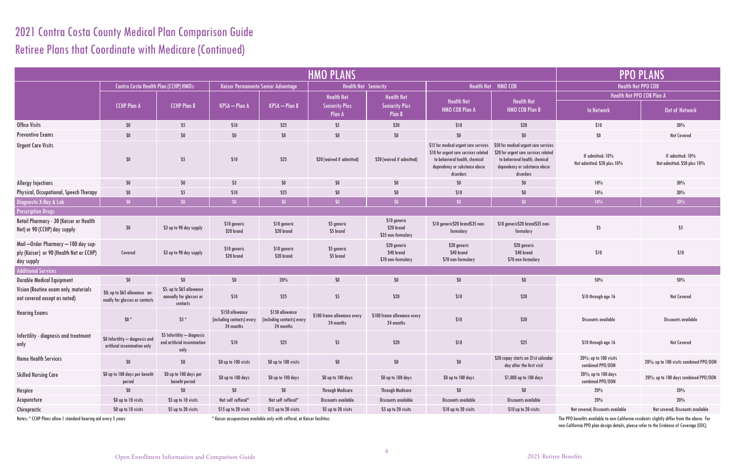# 2021 Contra Costa County Medical Plan Comparison Guide

## Retiree Plans that Coordinate with Medicare (Continued)

| | HMO PLANS | | | | | | | | PPO PLANS | |
|---|---|---|---|---|---|---|---|---|---|---|
| | Contra Costa Health Plan (CCHP) HMOs | | Kaiser Permanente Senior Advantage | | Health Net Seniority | | Health Net HMO COB | | Health Net PPO COB | |
| | | | | | | | | | Health Net PPO COB Plan A | |
| | CCHP Plan A | CCHP Plan B | KPSA — Plan A | KPSA — Plan B | Health Net Seniority Plus Plan A | Health Net Seniority Plus Plan B | Health Net HMO COB Plan A | Health Net HMO COB Plan B | In Network | Out of Network |
| Office Visits | $0 | $5 | $10 | $25 | $5 | $20 | $10 | $20 | $10 | 30% |
| Preventive Exams | $0 | $0 | $0 | $0 | $0 | $0 | $0 | $0 | $0 | Not Covered |
| Urgent Care Visits | $0 | $5 | $10 | $25 | $20 (waived if admitted) | $20 (waived if admitted) | $15 for medical urgent care services $10 for urgent care services related to behavioral health, chemical dependency or substance abuse disorders | $50 for medical urgent care services $20 for urgent care services related to behavioral health, chemical dependency or substance abuse disorders | If admitted: 10% Not admitted: $50 plus 10% | If admitted: 10% Not admitted: $50 plus 10% |
| Allergy Injections | $0 | $0 | $3 | $0 | $0 | $0 | $0 | $0 | 10% | 30% |
| Physical, Occupational, Speech Therapy | $0 | $5 | $10 | $25 | $0 | $0 | $10 | $0 | 10% | 30% |
| Diagnostic X-Ray & Lab | $0 | $0 | $0 | $0 | $0 | $0 | $0 | $0 | 10% | 30% |
| **Prescription Drugs** | | | | | | | | | | |
| Retail Pharmacy - 30 (Kaiser or Health Net) or 90 (CCHP) day supply | $0 | $3 up to 90 day supply | $10 generic $20 brand | $10 generic $20 brand | $5 generic $5 brand | $10 generic $20 brand $35 non-formulary | $10 generic$20 brand$35 non-formulary | $10 generic$20 brand$35 non-formulary | $5 | $5 |
| Mail —Order Pharmacy — 100 day supply (Kaiser) or 90 (Health Net or CCHP) day supply | Covered | $3 up to 90 day supply | $10 generic $20 brand | $10 generic $20 brand | $5 generic $5 brand | $20 generic $40 brand $70 non-formulary | $20 generic $40 brand $70 non-formulary | $20 generic $40 brand $70 non-formulary | $10 | $10 |
| **Additional Services** | | | | | | | | | | |
| Durable Medical Equipment | $0 | $0 | $0 | 20% | $0 | $0 | $0 | $0 | 50% | 50% |
| Vision (Routine exam only, materials not covered except as noted) | $0; up to $65 allowance annually for glasses or contacts | $5; up to $65 allowance annually for glasses or contacts | $10 | $25 | $5 | $20 | $10 | $20 | $10 through age 16 | Not Covered |
| Hearing Exams | $0 * | $5 * | $150 allowance (including contacts) every 24 months | $150 allowance (including contacts) every 24 months | $100 frame allowance every 24 months | $100 frame allowance every 24 months | $10 | $20 | Discounts available | Discounts available |
| Infertility - diagnosis and treatment only | $0 Infertility — diagnosis and artificial insemination only | $5 Infertility — diagnosis and artificial insemination only | $10 | $25 | $5 | $20 | $10 | $25 | $10 through age 16 | Not Covered |
| Home Health Services | $0 | $0 | $0 up to 100 visits | $0 up to 100 visits | $0 | $0 | $0 | $20 copay starts on 31st calendar day after the first visit | 20%; up to 100 visits combined PPO/OON | 20%; up to 100 visits combined PPO/OON |
| Skilled Nursing Care | $0 up to 100 days per benefit period | $0 up to 100 days per benefit period | $0 up to 100 days | $0 up to 100 days | $0 up to 100 days | $0 up to 100 days | $0 up to 100 days | $1,000 up to 100 days | 20%; up to 100 days combined PPO/OON | 20%; up to 100 days combined PPO/OON |
| Hospice | $0 | $0 | $0 | $0 | Through Medicare | Through Medicare | $0 | $0 | 20% | 20% |
| Acupuncture | $0 up to 10 visits | $5 up to 10 visits | Not self refferal* | Not self refferal* | Discounts available | Discounts available | Discounts available | Discounts available | 20% | 20% |
| Chiropractic | $0 up to 10 visits | $5 up to 20 visits | $15 up to 20 visits | $15 up to 20 visits | $5 up to 20 visits | $5 up to 20 visits | $10 up to 20 visits | $10 up to 20 visits | Not covered; Discounts available | Not covered; Discounts available |

Notes: * CCHP Plans allow 1 standard hearing aid every 5 years

* Kaiser accupuncture available only with refferal, at Kaiser facilities

The PPO benefits available to non-California residents slightly differ from the above. For non-California PPO plan design details, please refer to the Evidence of Coverage (EOC).